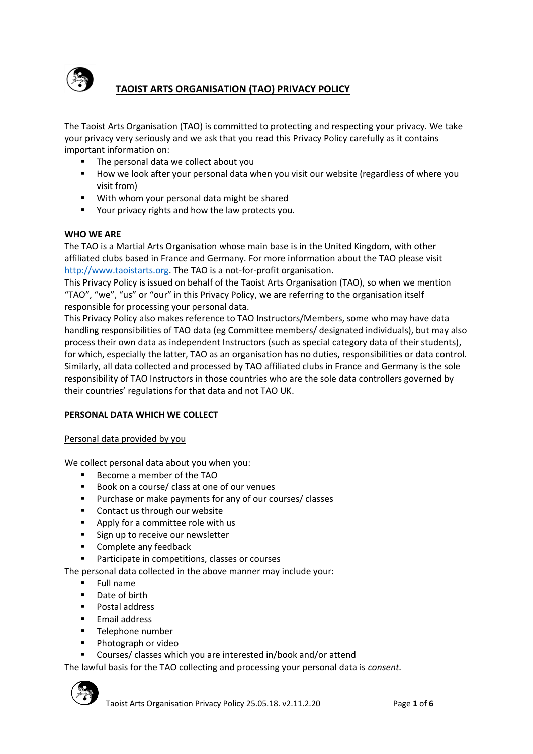# TAOIST ARTS ORGANISATION (TAO) PRIVACY POLICY

The Taoist Arts Organisation (TAO) is committed to protecting and respecting your privacy. We take your privacy very seriously and we ask that you read this Privacy Policy carefully as it contains important information on:

- The personal data we collect about you
- How we look after your personal data when you visit our website (regardless of where you visit from)
- With whom your personal data might be shared
- Your privacy rights and how the law protects you.

**WHO WE ARE**

The TAO is a Martial Arts Organisation whose main base is in the United Kingdom, with other affiliated clubs based in France and Germany. For more information about the TAO please visit http://www.taoistarts.org. The TAO is a not-for-profit organisation.

This Privacy Policy is issued on behalf of the Taoist Arts Organisation (TAO), so when we mention "TAO", "we", "us" or "our" in this Privacy Policy, we are referring to the organisation itself responsible for processing your personal data.

This Privacy Policy also makes reference to TAO Instructors/Members, some who may have data handling responsibilities of TAO data (eg Committee members/ designated individuals), but may also process their own data as independent Instructors (such as special category data of their students), for which, especially the latter, TAO as an organisation has no duties, responsibilities or data control. Similarly, all data collected and processed by TAO affiliated clubs in France and Germany is the sole responsibility of TAO Instructors in those countries who are the sole data controllers governed by their countries' regulations for that data and not TAO UK.

**PERSONAL DATA WHICH WE COLLECT**

Personal data provided by you

We collect personal data about you when you:

- Become a member of the TAO
- Book on a course/ class at one of our venues
- Purchase or make payments for any of our courses/ classes
- Contact us through our website
- Apply for a committee role with us
- Sign up to receive our newsletter
- Complete any feedback
- Participate in competitions, classes or courses

The personal data collected in the above manner may include your:

- Full name
- Date of birth
- Postal address
- Email address
- Telephone number
- Photograph or video
- Courses/ classes which you are interested in/book and/or attend

The lawful basis for the TAO collecting and processing your personal data is *consent*.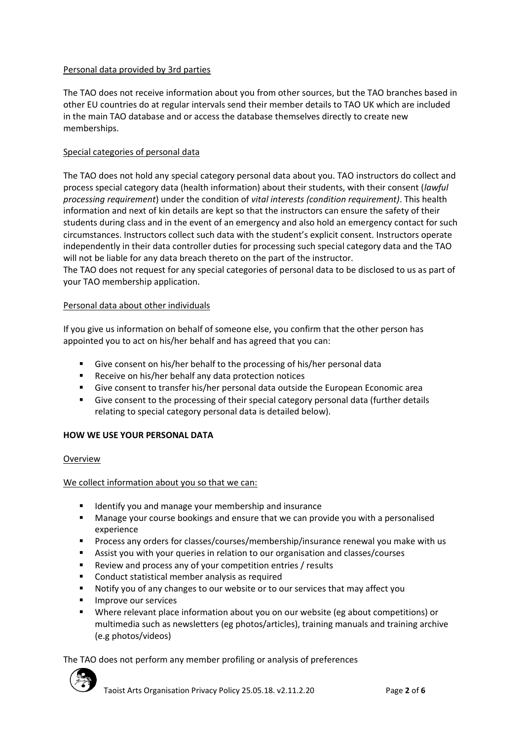Personal data provided by 3rd parties

The TAO does not receive information about you from other sources, but the TAO branches based in other EU countries do at regular intervals send their member details to TAO UK which are included in the main TAO database and or access the database themselves directly to create new memberships.

Special categories of personal data

The TAO does not hold any special category personal data about you. TAO instructors do collect and process special category data (health information) about their students, with their consent (*lawful processing requirement*) under the condition of *vital interests (condition requirement)*. This health information and next of kin details are kept so that the instructors can ensure the safety of their students during class and in the event of an emergency and also hold an emergency contact for such circumstances. Instructors collect such data with the student's explicit consent. Instructors operate independently in their data controller duties for processing such special category data and the TAO will not be liable for any data breach thereto on the part of the instructor.
The TAO does not request for any special categories of personal data to be disclosed to us as part of your TAO membership application.

Personal data about other individuals

If you give us information on behalf of someone else, you confirm that the other person has appointed you to act on his/her behalf and has agreed that you can:

- Give consent on his/her behalf to the processing of his/her personal data
- Receive on his/her behalf any data protection notices
- Give consent to transfer his/her personal data outside the European Economic area
- Give consent to the processing of their special category personal data (further details relating to special category personal data is detailed below).

**HOW WE USE YOUR PERSONAL DATA**

Overview

We collect information about you so that we can:

- Identify you and manage your membership and insurance
- Manage your course bookings and ensure that we can provide you with a personalised experience
- Process any orders for classes/courses/membership/insurance renewal you make with us
- Assist you with your queries in relation to our organisation and classes/courses
- Review and process any of your competition entries / results
- Conduct statistical member analysis as required
- Notify you of any changes to our website or to our services that may affect you
- Improve our services
- Where relevant place information about you on our website (eg about competitions) or multimedia such as newsletters (eg photos/articles), training manuals and training archive (e.g photos/videos)

The TAO does not perform any member profiling or analysis of preferences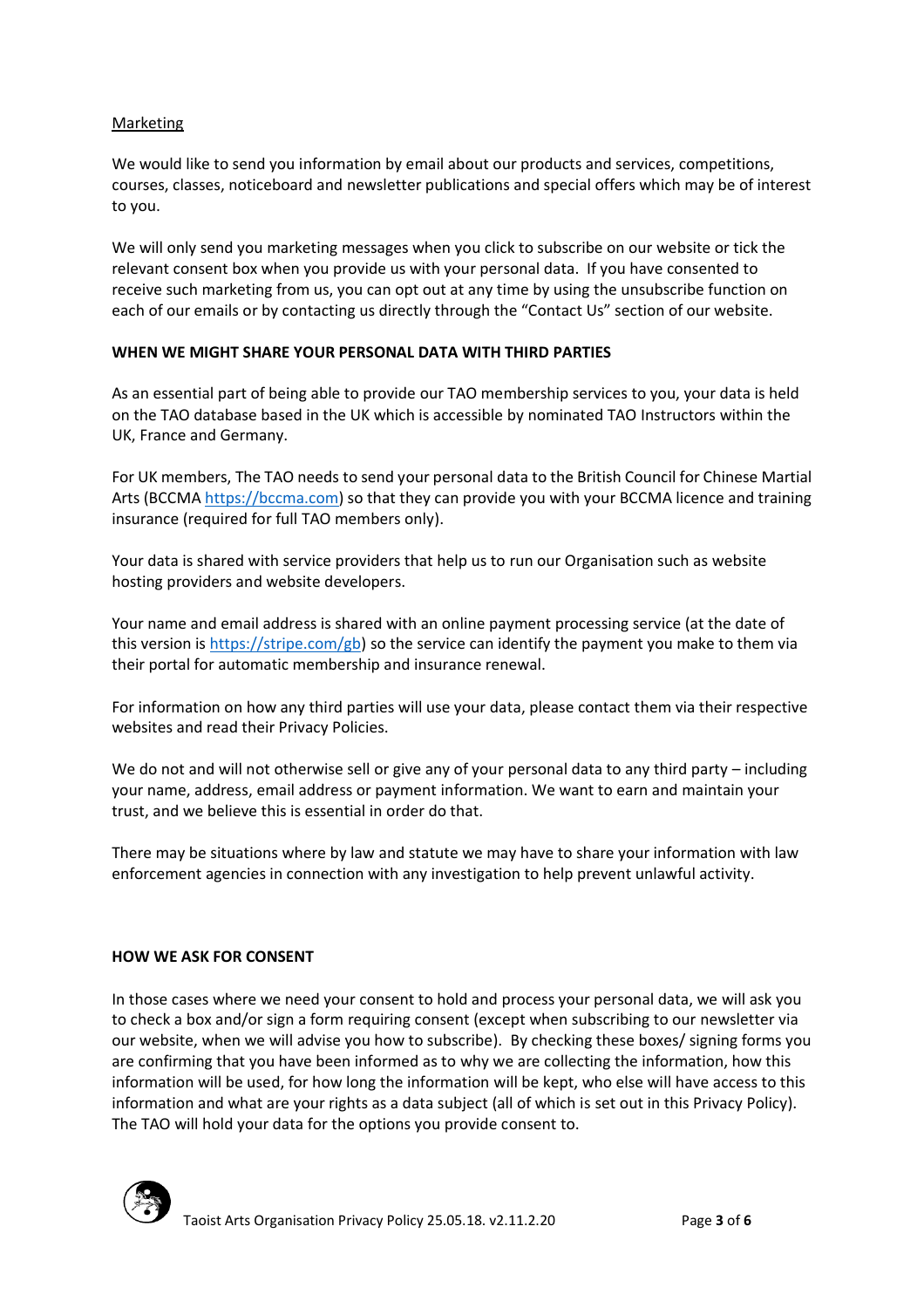Marketing

We would like to send you information by email about our products and services, competitions, courses, classes, noticeboard and newsletter publications and special offers which may be of interest to you.

We will only send you marketing messages when you click to subscribe on our website or tick the relevant consent box when you provide us with your personal data. If you have consented to receive such marketing from us, you can opt out at any time by using the unsubscribe function on each of our emails or by contacting us directly through the "Contact Us" section of our website.

**WHEN WE MIGHT SHARE YOUR PERSONAL DATA WITH THIRD PARTIES**

As an essential part of being able to provide our TAO membership services to you, your data is held on the TAO database based in the UK which is accessible by nominated TAO Instructors within the UK, France and Germany.

For UK members, The TAO needs to send your personal data to the British Council for Chinese Martial Arts (BCCMA [https://bccma.com](https://bccma.com)) so that they can provide you with your BCCMA licence and training insurance (required for full TAO members only).

Your data is shared with service providers that help us to run our Organisation such as website hosting providers and website developers.

Your name and email address is shared with an online payment processing service (at the date of this version is [https://stripe.com/gb](https://stripe.com/gb)) so the service can identify the payment you make to them via their portal for automatic membership and insurance renewal.

For information on how any third parties will use your data, please contact them via their respective websites and read their Privacy Policies.

We do not and will not otherwise sell or give any of your personal data to any third party – including your name, address, email address or payment information. We want to earn and maintain your trust, and we believe this is essential in order do that.

There may be situations where by law and statute we may have to share your information with law enforcement agencies in connection with any investigation to help prevent unlawful activity.

**HOW WE ASK FOR CONSENT**

In those cases where we need your consent to hold and process your personal data, we will ask you to check a box and/or sign a form requiring consent (except when subscribing to our newsletter via our website, when we will advise you how to subscribe). By checking these boxes/ signing forms you are confirming that you have been informed as to why we are collecting the information, how this information will be used, for how long the information will be kept, who else will have access to this information and what are your rights as a data subject (all of which is set out in this Privacy Policy). The TAO will hold your data for the options you provide consent to.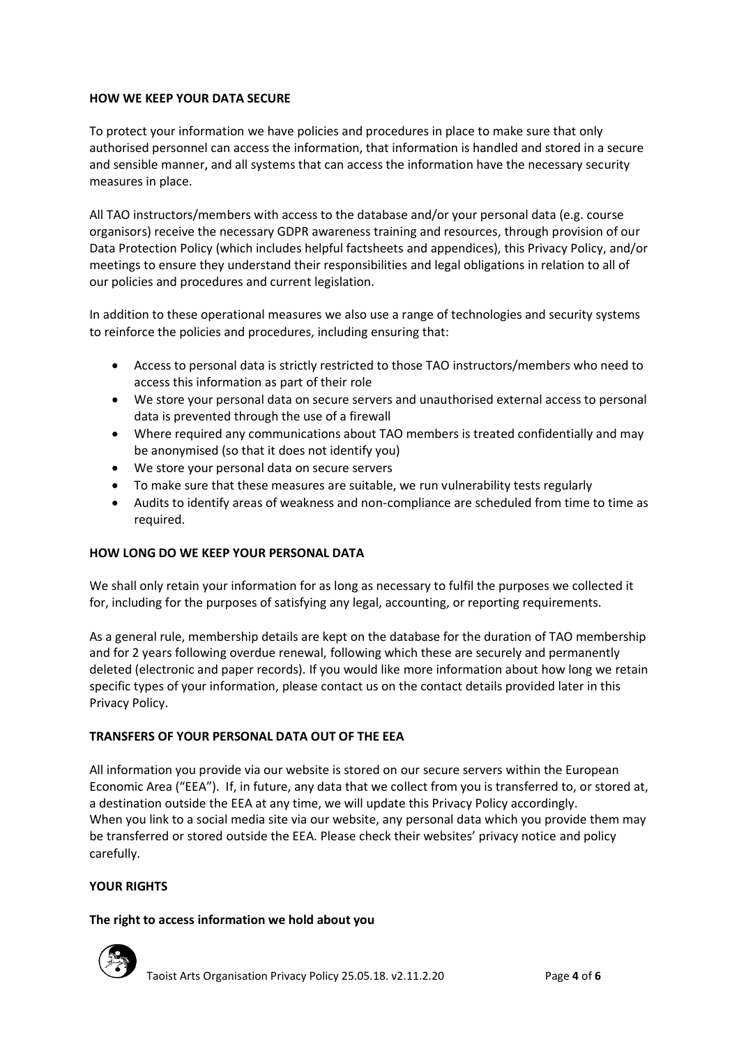## HOW WE KEEP YOUR DATA SECURE

To protect your information we have policies and procedures in place to make sure that only authorised personnel can access the information, that information is handled and stored in a secure and sensible manner, and all systems that can access the information have the necessary security measures in place.

All TAO instructors/members with access to the database and/or your personal data (e.g. course organisors) receive the necessary GDPR awareness training and resources, through provision of our Data Protection Policy (which includes helpful factsheets and appendices), this Privacy Policy, and/or meetings to ensure they understand their responsibilities and legal obligations in relation to all of our policies and procedures and current legislation.

In addition to these operational measures we also use a range of technologies and security systems to reinforce the policies and procedures, including ensuring that:

- Access to personal data is strictly restricted to those TAO instructors/members who need to access this information as part of their role
- We store your personal data on secure servers and unauthorised external access to personal data is prevented through the use of a firewall
- Where required any communications about TAO members is treated confidentially and may be anonymised (so that it does not identify you)
- We store your personal data on secure servers
- To make sure that these measures are suitable, we run vulnerability tests regularly
- Audits to identify areas of weakness and non-compliance are scheduled from time to time as required.

## HOW LONG DO WE KEEP YOUR PERSONAL DATA

We shall only retain your information for as long as necessary to fulfil the purposes we collected it for, including for the purposes of satisfying any legal, accounting, or reporting requirements.

As a general rule, membership details are kept on the database for the duration of TAO membership and for 2 years following overdue renewal, following which these are securely and permanently deleted (electronic and paper records). If you would like more information about how long we retain specific types of your information, please contact us on the contact details provided later in this Privacy Policy.

## TRANSFERS OF YOUR PERSONAL DATA OUT OF THE EEA

All information you provide via our website is stored on our secure servers within the European Economic Area ("EEA"). If, in future, any data that we collect from you is transferred to, or stored at, a destination outside the EEA at any time, we will update this Privacy Policy accordingly.
When you link to a social media site via our website, any personal data which you provide them may be transferred or stored outside the EEA. Please check their websites' privacy notice and policy carefully.

## YOUR RIGHTS

### The right to access information we hold about you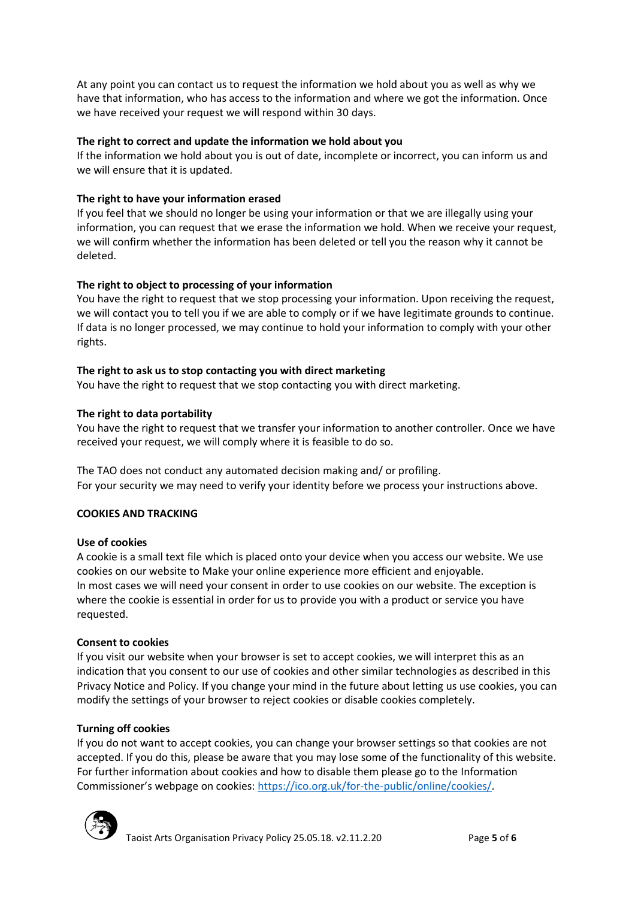At any point you can contact us to request the information we hold about you as well as why we have that information, who has access to the information and where we got the information. Once we have received your request we will respond within 30 days.

**The right to correct and update the information we hold about you**
If the information we hold about you is out of date, incomplete or incorrect, you can inform us and we will ensure that it is updated.

**The right to have your information erased**
If you feel that we should no longer be using your information or that we are illegally using your information, you can request that we erase the information we hold. When we receive your request, we will confirm whether the information has been deleted or tell you the reason why it cannot be deleted.

**The right to object to processing of your information**
You have the right to request that we stop processing your information. Upon receiving the request, we will contact you to tell you if we are able to comply or if we have legitimate grounds to continue. If data is no longer processed, we may continue to hold your information to comply with your other rights.

**The right to ask us to stop contacting you with direct marketing**
You have the right to request that we stop contacting you with direct marketing.

**The right to data portability**
You have the right to request that we transfer your information to another controller. Once we have received your request, we will comply where it is feasible to do so.

The TAO does not conduct any automated decision making and/ or profiling.
For your security we may need to verify your identity before we process your instructions above.

**COOKIES AND TRACKING**

**Use of cookies**
A cookie is a small text file which is placed onto your device when you access our website. We use cookies on our website to Make your online experience more efficient and enjoyable.
In most cases we will need your consent in order to use cookies on our website. The exception is where the cookie is essential in order for us to provide you with a product or service you have requested.

**Consent to cookies**
If you visit our website when your browser is set to accept cookies, we will interpret this as an indication that you consent to our use of cookies and other similar technologies as described in this Privacy Notice and Policy. If you change your mind in the future about letting us use cookies, you can modify the settings of your browser to reject cookies or disable cookies completely.

**Turning off cookies**
If you do not want to accept cookies, you can change your browser settings so that cookies are not accepted. If you do this, please be aware that you may lose some of the functionality of this website. For further information about cookies and how to disable them please go to the Information Commissioner's webpage on cookies: https://ico.org.uk/for-the-public/online/cookies/.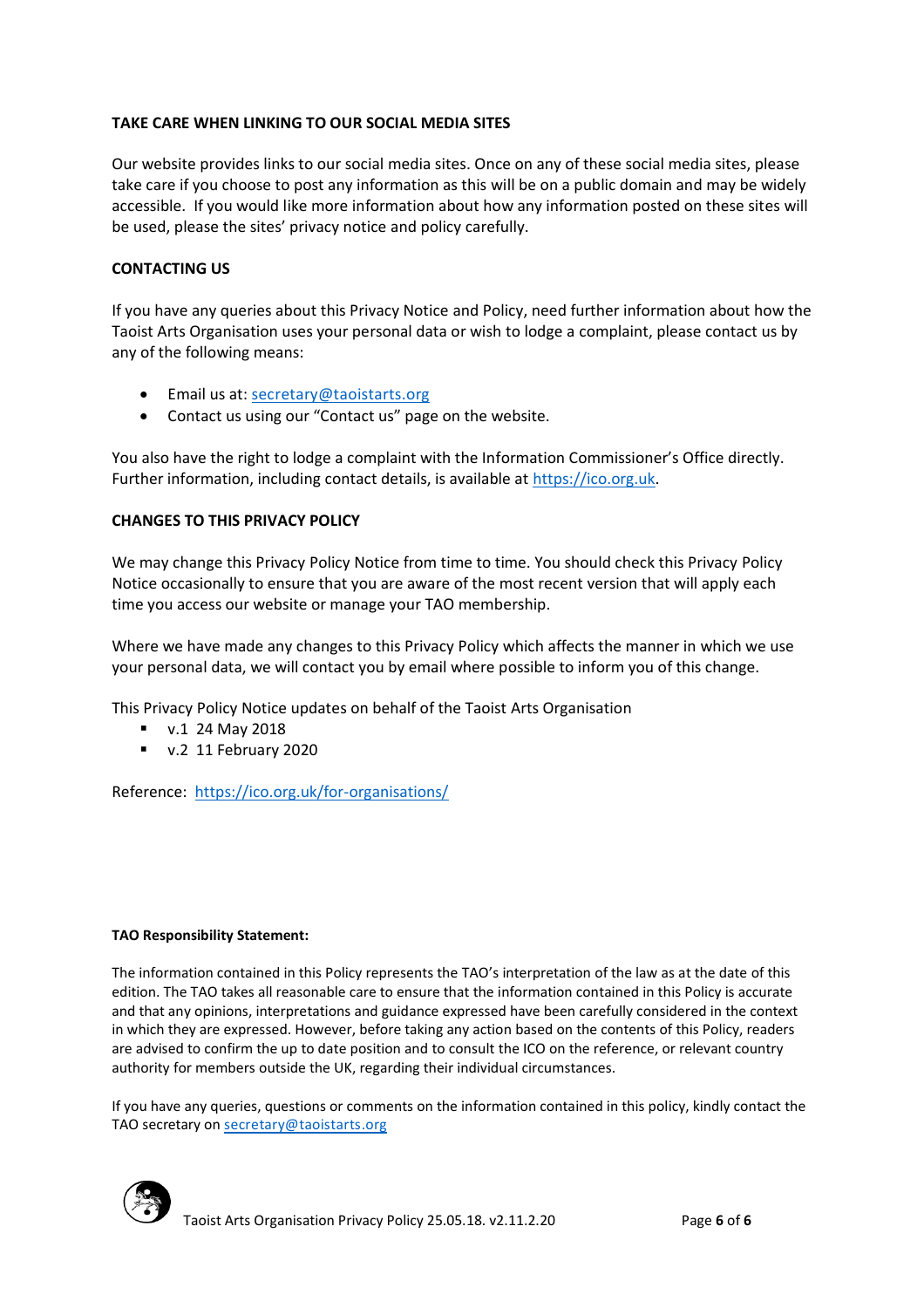**TAKE CARE WHEN LINKING TO OUR SOCIAL MEDIA SITES**

Our website provides links to our social media sites. Once on any of these social media sites, please take care if you choose to post any information as this will be on a public domain and may be widely accessible. If you would like more information about how any information posted on these sites will be used, please the sites' privacy notice and policy carefully.

**CONTACTING US**

If you have any queries about this Privacy Notice and Policy, need further information about how the Taoist Arts Organisation uses your personal data or wish to lodge a complaint, please contact us by any of the following means:

- Email us at: secretary@taoistarts.org
- Contact us using our "Contact us" page on the website.

You also have the right to lodge a complaint with the Information Commissioner's Office directly. Further information, including contact details, is available at https://ico.org.uk.

**CHANGES TO THIS PRIVACY POLICY**

We may change this Privacy Policy Notice from time to time. You should check this Privacy Policy Notice occasionally to ensure that you are aware of the most recent version that will apply each time you access our website or manage your TAO membership.

Where we have made any changes to this Privacy Policy which affects the manner in which we use your personal data, we will contact you by email where possible to inform you of this change.

This Privacy Policy Notice updates on behalf of the Taoist Arts Organisation

- v.1 24 May 2018
- v.2 11 February 2020

Reference: https://ico.org.uk/for-organisations/

**TAO Responsibility Statement:**

The information contained in this Policy represents the TAO's interpretation of the law as at the date of this edition. The TAO takes all reasonable care to ensure that the information contained in this Policy is accurate and that any opinions, interpretations and guidance expressed have been carefully considered in the context in which they are expressed. However, before taking any action based on the contents of this Policy, readers are advised to confirm the up to date position and to consult the ICO on the reference, or relevant country authority for members outside the UK, regarding their individual circumstances.

If you have any queries, questions or comments on the information contained in this policy, kindly contact the TAO secretary on secretary@taoistarts.org